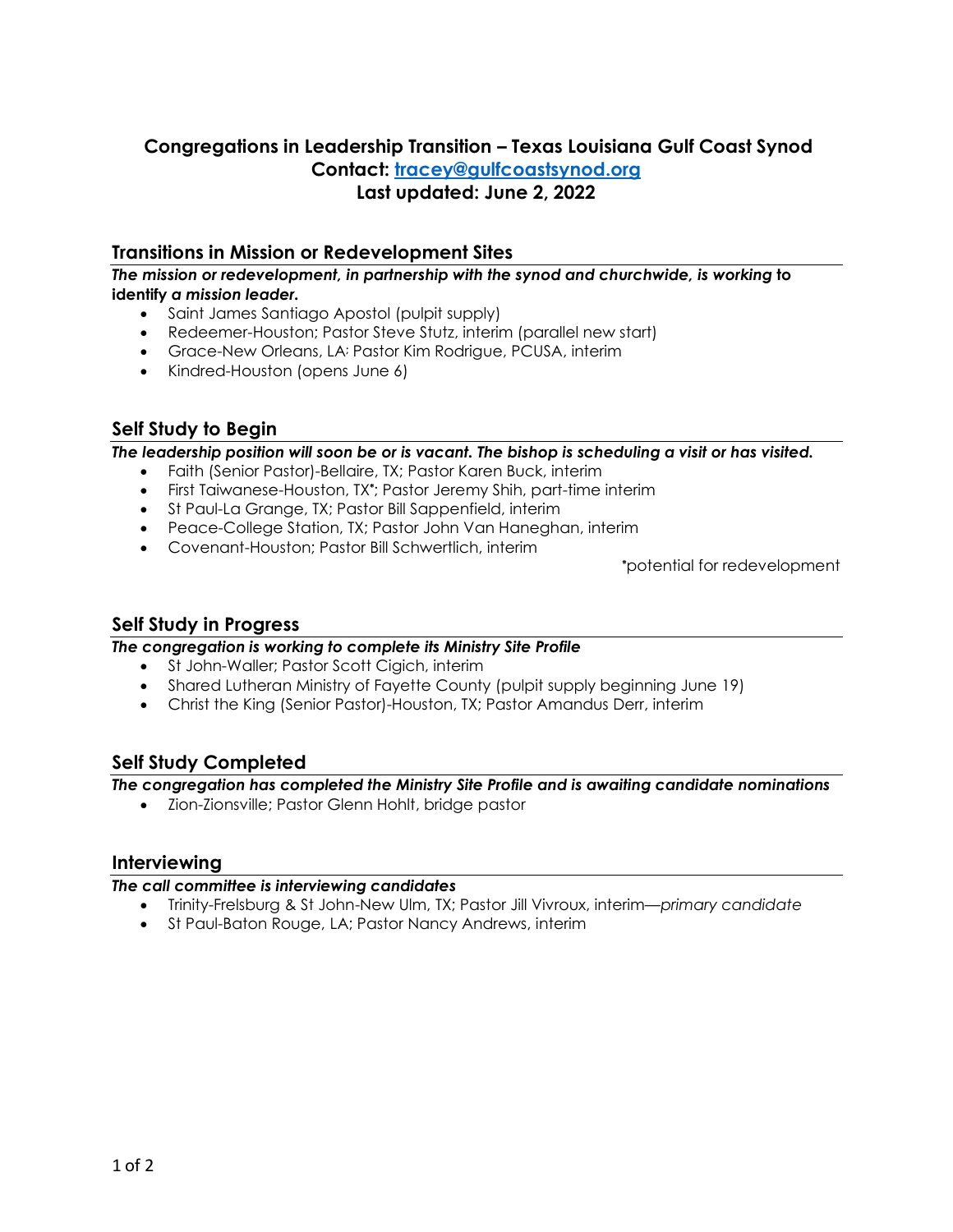# Congregations in Leadership Transition – Texas Louisiana Gulf Coast Synod

**Contact: [tracey@gulfcoastsynod.org](mailto:tracey@gulfcoastsynod.org)**

**Last updated: June 2, 2022**

## Transitions in Mission or Redevelopment Sites

***The mission or redevelopment, in partnership with the synod and churchwide, is working to identify a mission leader.***

- Saint James Santiago Apostol (pulpit supply)
- Redeemer-Houston; Pastor Steve Stutz, interim (parallel new start)
- Grace-New Orleans, LA: Pastor Kim Rodrigue, PCUSA, interim
- Kindred-Houston (opens June 6)

## Self Study to Begin

***The leadership position will soon be or is vacant. The bishop is scheduling a visit or has visited.***

- Faith (Senior Pastor)-Bellaire, TX; Pastor Karen Buck, interim
- First Taiwanese-Houston, TX*; Pastor Jeremy Shih, part-time interim
- St Paul-La Grange, TX; Pastor Bill Sappenfield, interim
- Peace-College Station, TX; Pastor John Van Haneghan, interim
- Covenant-Houston; Pastor Bill Schwertlich, interim

*potential for redevelopment

## Self Study in Progress

***The congregation is working to complete its Ministry Site Profile***

- St John-Waller; Pastor Scott Cigich, interim
- Shared Lutheran Ministry of Fayette County (pulpit supply beginning June 19)
- Christ the King (Senior Pastor)-Houston, TX; Pastor Amandus Derr, interim

## Self Study Completed

***The congregation has completed the Ministry Site Profile and is awaiting candidate nominations***

- Zion-Zionsville; Pastor Glenn Hohlt, bridge pastor

## Interviewing

***The call committee is interviewing candidates***

- Trinity-Frelsburg & St John-New Ulm, TX; Pastor Jill Vivroux, interim—*primary candidate*
- St Paul-Baton Rouge, LA; Pastor Nancy Andrews, interim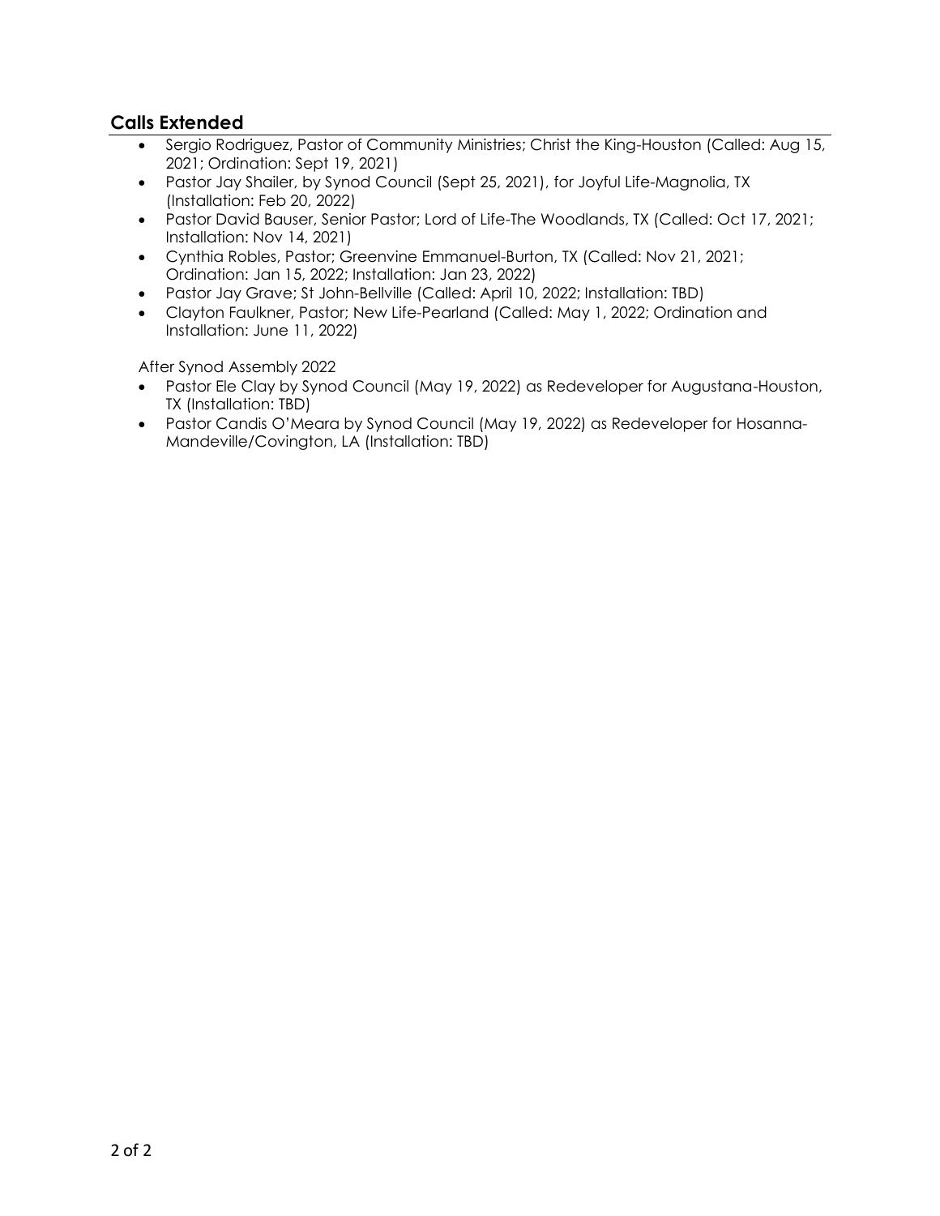## Calls Extended

- Sergio Rodriguez, Pastor of Community Ministries; Christ the King-Houston (Called: Aug 15, 2021; Ordination: Sept 19, 2021)
- Pastor Jay Shailer, by Synod Council (Sept 25, 2021), for Joyful Life-Magnolia, TX (Installation: Feb 20, 2022)
- Pastor David Bauser, Senior Pastor; Lord of Life-The Woodlands, TX (Called: Oct 17, 2021; Installation: Nov 14, 2021)
- Cynthia Robles, Pastor; Greenvine Emmanuel-Burton, TX (Called: Nov 21, 2021; Ordination: Jan 15, 2022; Installation: Jan 23, 2022)
- Pastor Jay Grave; St John-Bellville (Called: April 10, 2022; Installation: TBD)
- Clayton Faulkner, Pastor; New Life-Pearland (Called: May 1, 2022; Ordination and Installation: June 11, 2022)

After Synod Assembly 2022

- Pastor Ele Clay by Synod Council (May 19, 2022) as Redeveloper for Augustana-Houston, TX (Installation: TBD)
- Pastor Candis O'Meara by Synod Council (May 19, 2022) as Redeveloper for Hosanna-Mandeville/Covington, LA (Installation: TBD)